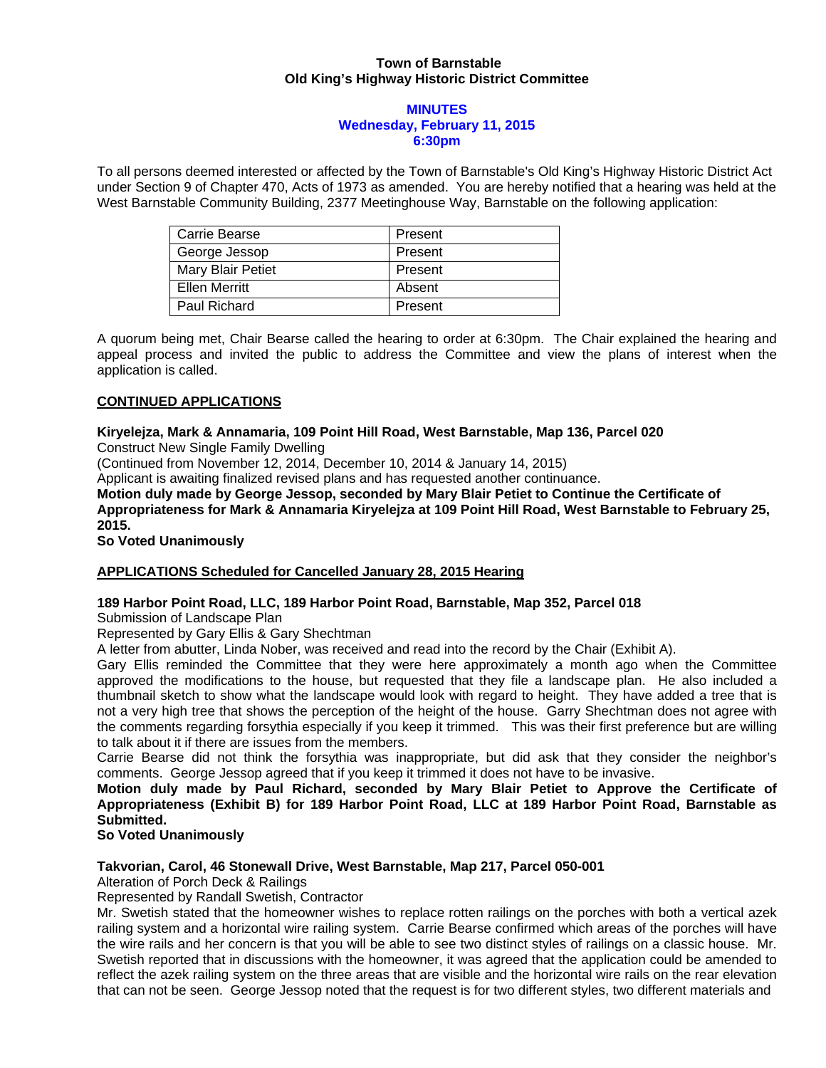**Town of Barnstable**
**Old King's Highway Historic District Committee**

**MINUTES**
**Wednesday, February 11, 2015**
**6:30pm**

To all persons deemed interested or affected by the Town of Barnstable's Old King's Highway Historic District Act under Section 9 of Chapter 470, Acts of 1973 as amended. You are hereby notified that a hearing was held at the West Barnstable Community Building, 2377 Meetinghouse Way, Barnstable on the following application:

| | |
|---|---|
| Carrie Bearse | Present |
| George Jessop | Present |
| Mary Blair Petiet | Present |
| Ellen Merritt | Absent |
| Paul Richard | Present |

A quorum being met, Chair Bearse called the hearing to order at 6:30pm. The Chair explained the hearing and appeal process and invited the public to address the Committee and view the plans of interest when the application is called.

**CONTINUED APPLICATIONS**

**Kiryelejza, Mark & Annamaria, 109 Point Hill Road, West Barnstable, Map 136, Parcel 020**
Construct New Single Family Dwelling
(Continued from November 12, 2014, December 10, 2014 & January 14, 2015)
Applicant is awaiting finalized revised plans and has requested another continuance.
**Motion duly made by George Jessop, seconded by Mary Blair Petiet to Continue the Certificate of Appropriateness for Mark & Annamaria Kiryelejza at 109 Point Hill Road, West Barnstable to February 25, 2015.**
**So Voted Unanimously**

**APPLICATIONS Scheduled for Cancelled January 28, 2015 Hearing**

**189 Harbor Point Road, LLC, 189 Harbor Point Road, Barnstable, Map 352, Parcel 018**
Submission of Landscape Plan
Represented by Gary Ellis & Gary Shechtman
A letter from abutter, Linda Nober, was received and read into the record by the Chair (Exhibit A).
Gary Ellis reminded the Committee that they were here approximately a month ago when the Committee approved the modifications to the house, but requested that they file a landscape plan. He also included a thumbnail sketch to show what the landscape would look with regard to height. They have added a tree that is not a very high tree that shows the perception of the height of the house. Garry Shechtman does not agree with the comments regarding forsythia especially if you keep it trimmed. This was their first preference but are willing to talk about it if there are issues from the members.
Carrie Bearse did not think the forsythia was inappropriate, but did ask that they consider the neighbor's comments. George Jessop agreed that if you keep it trimmed it does not have to be invasive.
**Motion duly made by Paul Richard, seconded by Mary Blair Petiet to Approve the Certificate of Appropriateness (Exhibit B) for 189 Harbor Point Road, LLC at 189 Harbor Point Road, Barnstable as Submitted.**
**So Voted Unanimously**

**Takvorian, Carol, 46 Stonewall Drive, West Barnstable, Map 217, Parcel 050-001**
Alteration of Porch Deck & Railings
Represented by Randall Swetish, Contractor
Mr. Swetish stated that the homeowner wishes to replace rotten railings on the porches with both a vertical azek railing system and a horizontal wire railing system. Carrie Bearse confirmed which areas of the porches will have the wire rails and her concern is that you will be able to see two distinct styles of railings on a classic house. Mr. Swetish reported that in discussions with the homeowner, it was agreed that the application could be amended to reflect the azek railing system on the three areas that are visible and the horizontal wire rails on the rear elevation that can not be seen. George Jessop noted that the request is for two different styles, two different materials and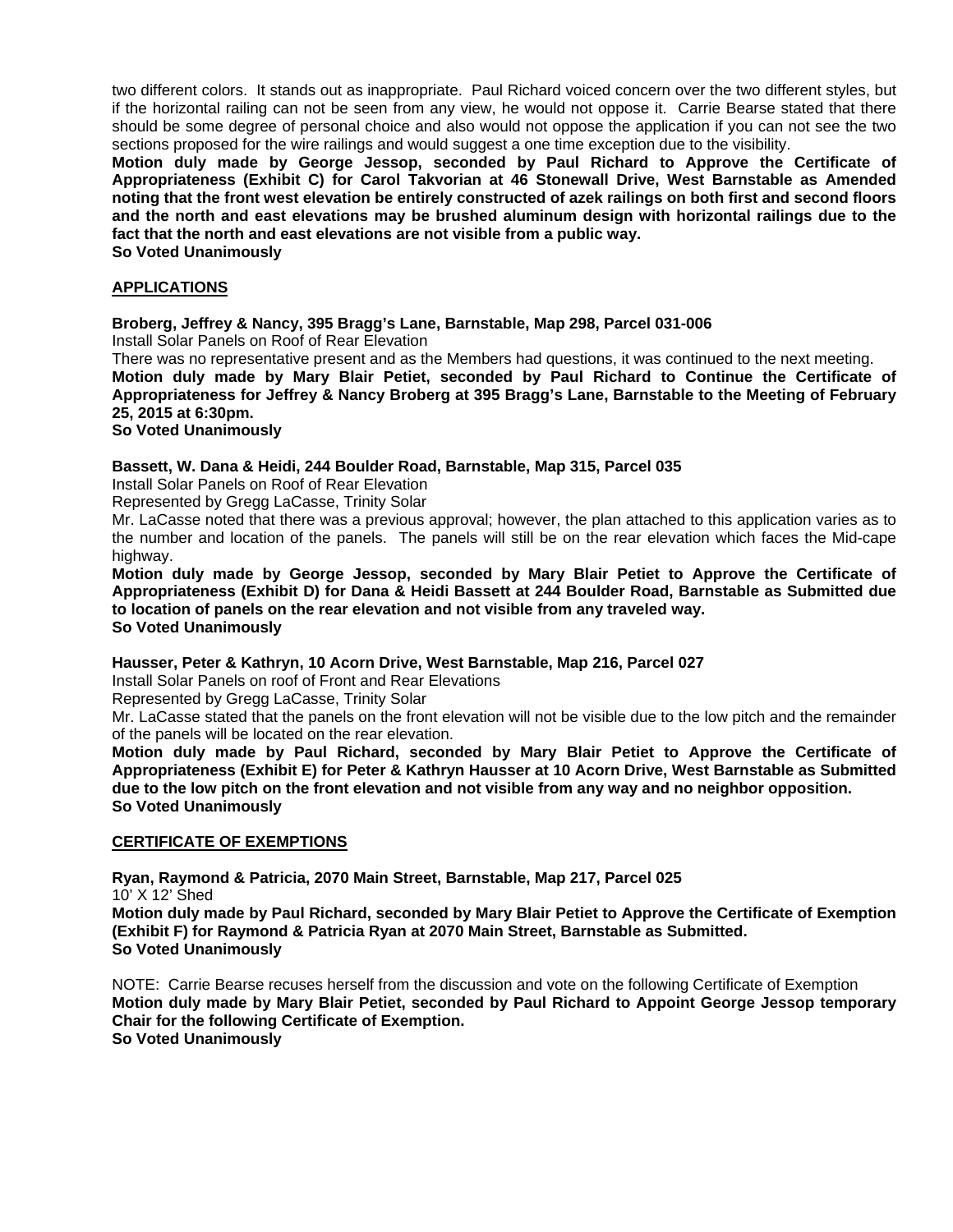two different colors. It stands out as inappropriate. Paul Richard voiced concern over the two different styles, but if the horizontal railing can not be seen from any view, he would not oppose it. Carrie Bearse stated that there should be some degree of personal choice and also would not oppose the application if you can not see the two sections proposed for the wire railings and would suggest a one time exception due to the visibility.

**Motion duly made by George Jessop, seconded by Paul Richard to Approve the Certificate of Appropriateness (Exhibit C) for Carol Takvorian at 46 Stonewall Drive, West Barnstable as Amended noting that the front west elevation be entirely constructed of azek railings on both first and second floors and the north and east elevations may be brushed aluminum design with horizontal railings due to the fact that the north and east elevations are not visible from a public way.**
**So Voted Unanimously**

## APPLICATIONS

**Broberg, Jeffrey & Nancy, 395 Bragg's Lane, Barnstable, Map 298, Parcel 031-006**
Install Solar Panels on Roof of Rear Elevation
There was no representative present and as the Members had questions, it was continued to the next meeting.
**Motion duly made by Mary Blair Petiet, seconded by Paul Richard to Continue the Certificate of Appropriateness for Jeffrey & Nancy Broberg at 395 Bragg's Lane, Barnstable to the Meeting of February 25, 2015 at 6:30pm.**
**So Voted Unanimously**

**Bassett, W. Dana & Heidi, 244 Boulder Road, Barnstable, Map 315, Parcel 035**
Install Solar Panels on Roof of Rear Elevation
Represented by Gregg LaCasse, Trinity Solar
Mr. LaCasse noted that there was a previous approval; however, the plan attached to this application varies as to the number and location of the panels. The panels will still be on the rear elevation which faces the Mid-cape highway.
**Motion duly made by George Jessop, seconded by Mary Blair Petiet to Approve the Certificate of Appropriateness (Exhibit D) for Dana & Heidi Bassett at 244 Boulder Road, Barnstable as Submitted due to location of panels on the rear elevation and not visible from any traveled way.**
**So Voted Unanimously**

**Hausser, Peter & Kathryn, 10 Acorn Drive, West Barnstable, Map 216, Parcel 027**
Install Solar Panels on roof of Front and Rear Elevations
Represented by Gregg LaCasse, Trinity Solar
Mr. LaCasse stated that the panels on the front elevation will not be visible due to the low pitch and the remainder of the panels will be located on the rear elevation.
**Motion duly made by Paul Richard, seconded by Mary Blair Petiet to Approve the Certificate of Appropriateness (Exhibit E) for Peter & Kathryn Hausser at 10 Acorn Drive, West Barnstable as Submitted due to the low pitch on the front elevation and not visible from any way and no neighbor opposition.**
**So Voted Unanimously**

## CERTIFICATE OF EXEMPTIONS

**Ryan, Raymond & Patricia, 2070 Main Street, Barnstable, Map 217, Parcel 025**
10' X 12' Shed
**Motion duly made by Paul Richard, seconded by Mary Blair Petiet to Approve the Certificate of Exemption (Exhibit F) for Raymond & Patricia Ryan at 2070 Main Street, Barnstable as Submitted.**
**So Voted Unanimously**

NOTE: Carrie Bearse recuses herself from the discussion and vote on the following Certificate of Exemption
**Motion duly made by Mary Blair Petiet, seconded by Paul Richard to Appoint George Jessop temporary Chair for the following Certificate of Exemption.**
**So Voted Unanimously**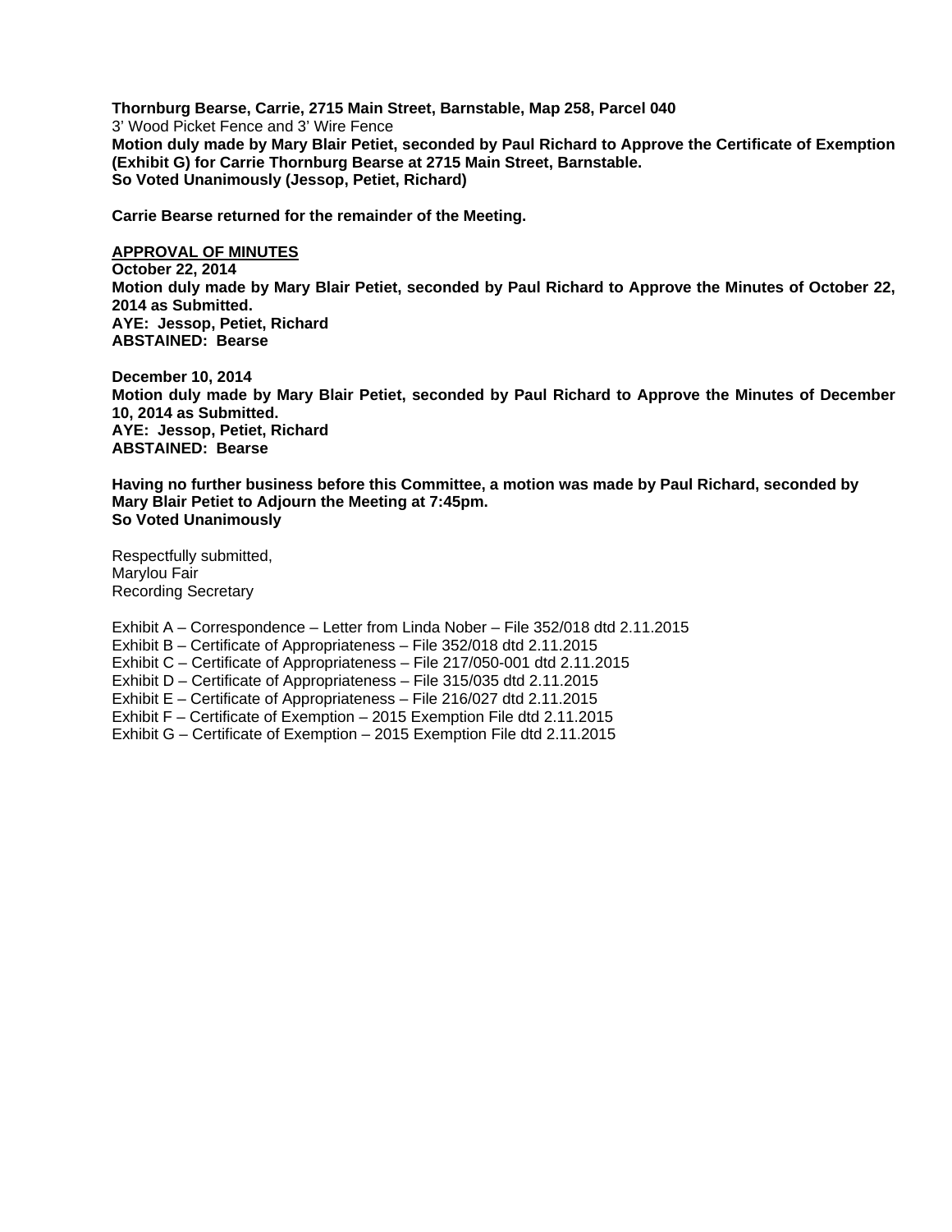**Thornburg Bearse, Carrie, 2715 Main Street, Barnstable, Map 258, Parcel 040**
3' Wood Picket Fence and 3' Wire Fence
**Motion duly made by Mary Blair Petiet, seconded by Paul Richard to Approve the Certificate of Exemption (Exhibit G) for Carrie Thornburg Bearse at 2715 Main Street, Barnstable.**
**So Voted Unanimously (Jessop, Petiet, Richard)**

**Carrie Bearse returned for the remainder of the Meeting.**

**APPROVAL OF MINUTES**
**October 22, 2014**
**Motion duly made by Mary Blair Petiet, seconded by Paul Richard to Approve the Minutes of October 22, 2014 as Submitted.**
**AYE: Jessop, Petiet, Richard**
**ABSTAINED: Bearse**

**December 10, 2014**
**Motion duly made by Mary Blair Petiet, seconded by Paul Richard to Approve the Minutes of December 10, 2014 as Submitted.**
**AYE: Jessop, Petiet, Richard**
**ABSTAINED: Bearse**

**Having no further business before this Committee, a motion was made by Paul Richard, seconded by Mary Blair Petiet to Adjourn the Meeting at 7:45pm.**
**So Voted Unanimously**

Respectfully submitted,
Marylou Fair
Recording Secretary

Exhibit A – Correspondence – Letter from Linda Nober – File 352/018 dtd 2.11.2015
Exhibit B – Certificate of Appropriateness – File 352/018 dtd 2.11.2015
Exhibit C – Certificate of Appropriateness – File 217/050-001 dtd 2.11.2015
Exhibit D – Certificate of Appropriateness – File 315/035 dtd 2.11.2015
Exhibit E – Certificate of Appropriateness – File 216/027 dtd 2.11.2015
Exhibit F – Certificate of Exemption – 2015 Exemption File dtd 2.11.2015
Exhibit G – Certificate of Exemption – 2015 Exemption File dtd 2.11.2015